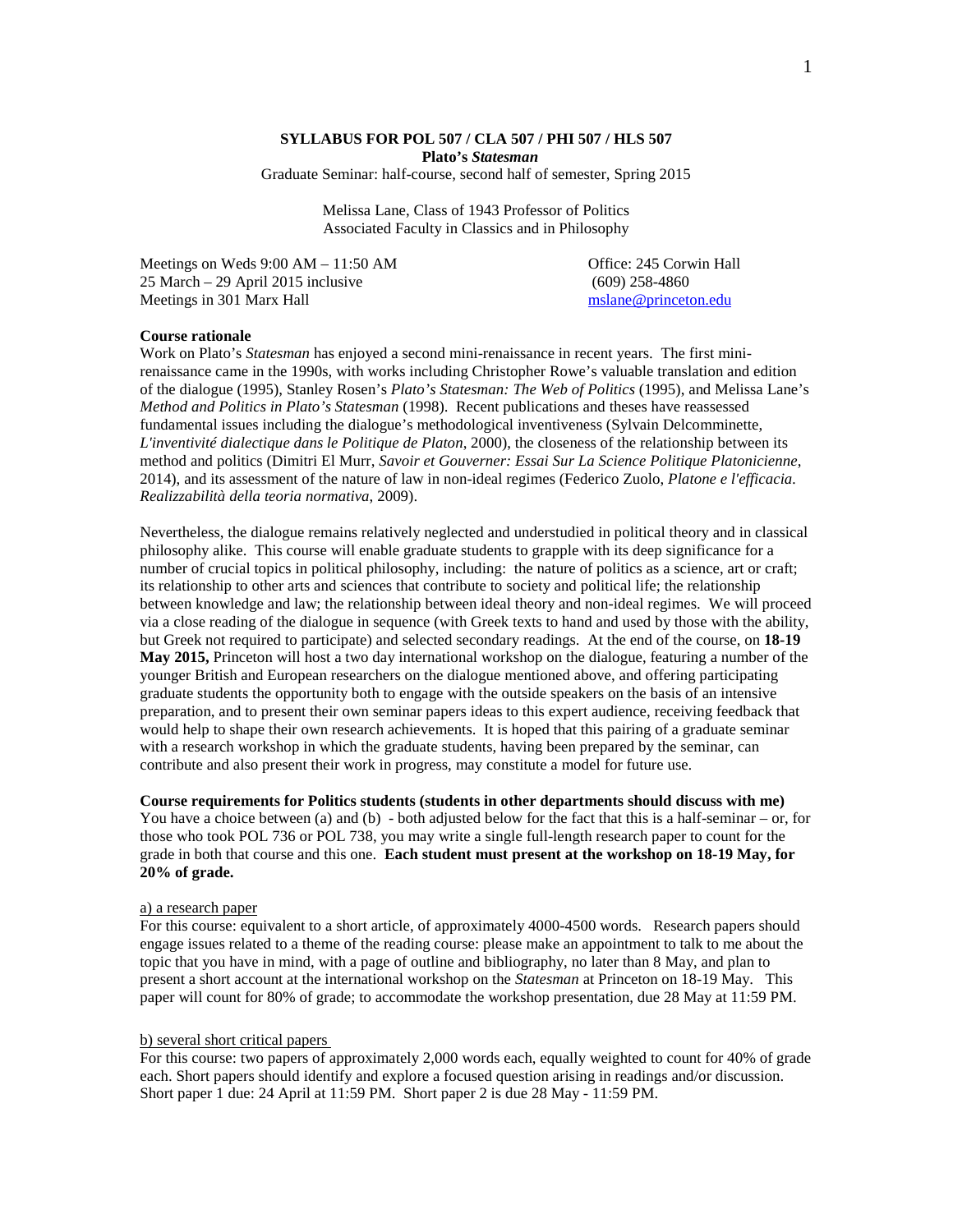**SYLLABUS FOR POL 507 / CLA 507 / PHI 507 / HLS 507**
**Plato's *Statesman***
Graduate Seminar: half-course, second half of semester, Spring 2015

Melissa Lane, Class of 1943 Professor of Politics
Associated Faculty in Classics and in Philosophy

Meetings on Weds 9:00 AM – 11:50 AM
25 March – 29 April 2015 inclusive
Meetings in 301 Marx Hall

Office: 245 Corwin Hall
(609) 258-4860
mslane@princeton.edu

**Course rationale**

Work on Plato's *Statesman* has enjoyed a second mini-renaissance in recent years. The first mini-renaissance came in the 1990s, with works including Christopher Rowe's valuable translation and edition of the dialogue (1995), Stanley Rosen's *Plato's Statesman: The Web of Politics* (1995), and Melissa Lane's *Method and Politics in Plato's Statesman* (1998). Recent publications and theses have reassessed fundamental issues including the dialogue's methodological inventiveness (Sylvain Delcomminette, *L'inventivité dialectique dans le Politique de Platon*, 2000), the closeness of the relationship between its method and politics (Dimitri El Murr, *Savoir et Gouverner: Essai Sur La Science Politique Platonicienne*, 2014), and its assessment of the nature of law in non-ideal regimes (Federico Zuolo, *Platone e l'efficacia. Realizzabilità della teoria normativa*, 2009).

Nevertheless, the dialogue remains relatively neglected and understudied in political theory and in classical philosophy alike. This course will enable graduate students to grapple with its deep significance for a number of crucial topics in political philosophy, including: the nature of politics as a science, art or craft; its relationship to other arts and sciences that contribute to society and political life; the relationship between knowledge and law; the relationship between ideal theory and non-ideal regimes. We will proceed via a close reading of the dialogue in sequence (with Greek texts to hand and used by those with the ability, but Greek not required to participate) and selected secondary readings. At the end of the course, on **18-19 May 2015,** Princeton will host a two day international workshop on the dialogue, featuring a number of the younger British and European researchers on the dialogue mentioned above, and offering participating graduate students the opportunity both to engage with the outside speakers on the basis of an intensive preparation, and to present their own seminar papers ideas to this expert audience, receiving feedback that would help to shape their own research achievements. It is hoped that this pairing of a graduate seminar with a research workshop in which the graduate students, having been prepared by the seminar, can contribute and also present their work in progress, may constitute a model for future use.

**Course requirements for Politics students (students in other departments should discuss with me)**

You have a choice between (a) and (b) - both adjusted below for the fact that this is a half-seminar – or, for those who took POL 736 or POL 738, you may write a single full-length research paper to count for the grade in both that course and this one. **Each student must present at the workshop on 18-19 May, for 20% of grade.**

a) a research paper

For this course: equivalent to a short article, of approximately 4000-4500 words. Research papers should engage issues related to a theme of the reading course: please make an appointment to talk to me about the topic that you have in mind, with a page of outline and bibliography, no later than 8 May, and plan to present a short account at the international workshop on the *Statesman* at Princeton on 18-19 May. This paper will count for 80% of grade; to accommodate the workshop presentation, due 28 May at 11:59 PM.

b) several short critical papers

For this course: two papers of approximately 2,000 words each, equally weighted to count for 40% of grade each. Short papers should identify and explore a focused question arising in readings and/or discussion. Short paper 1 due: 24 April at 11:59 PM. Short paper 2 is due 28 May - 11:59 PM.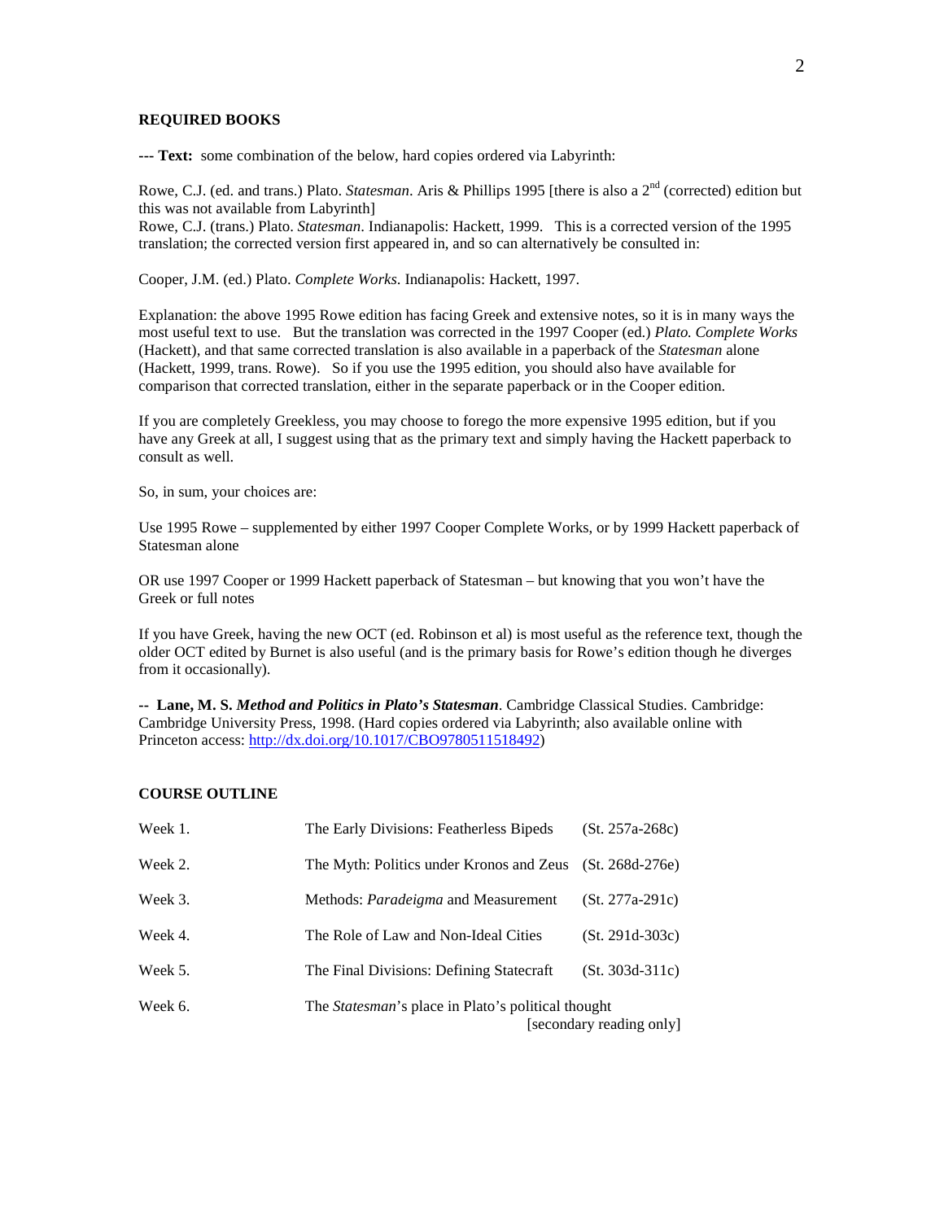## REQUIRED BOOKS

**--- Text:** some combination of the below, hard copies ordered via Labyrinth:

Rowe, C.J. (ed. and trans.) Plato. *Statesman*. Aris & Phillips 1995 [there is also a 2nd (corrected) edition but this was not available from Labyrinth]
Rowe, C.J. (trans.) Plato. *Statesman*. Indianapolis: Hackett, 1999. This is a corrected version of the 1995 translation; the corrected version first appeared in, and so can alternatively be consulted in:

Cooper, J.M. (ed.) Plato. *Complete Works*. Indianapolis: Hackett, 1997.

Explanation: the above 1995 Rowe edition has facing Greek and extensive notes, so it is in many ways the most useful text to use. But the translation was corrected in the 1997 Cooper (ed.) *Plato. Complete Works* (Hackett), and that same corrected translation is also available in a paperback of the *Statesman* alone (Hackett, 1999, trans. Rowe). So if you use the 1995 edition, you should also have available for comparison that corrected translation, either in the separate paperback or in the Cooper edition.

If you are completely Greekless, you may choose to forego the more expensive 1995 edition, but if you have any Greek at all, I suggest using that as the primary text and simply having the Hackett paperback to consult as well.

So, in sum, your choices are:

Use 1995 Rowe – supplemented by either 1997 Cooper Complete Works, or by 1999 Hackett paperback of Statesman alone

OR use 1997 Cooper or 1999 Hackett paperback of Statesman – but knowing that you won't have the Greek or full notes

If you have Greek, having the new OCT (ed. Robinson et al) is most useful as the reference text, though the older OCT edited by Burnet is also useful (and is the primary basis for Rowe's edition though he diverges from it occasionally).

-- **Lane, M. S. *Method and Politics in Plato's Statesman*.** Cambridge Classical Studies. Cambridge: Cambridge University Press, 1998. (Hard copies ordered via Labyrinth; also available online with Princeton access: http://dx.doi.org/10.1017/CBO9780511518492)

## COURSE OUTLINE

| | | |
|---|---|---|
| Week 1. | The Early Divisions: Featherless Bipeds | (St. 257a-268c) |
| Week 2. | The Myth: Politics under Kronos and Zeus | (St. 268d-276e) |
| Week 3. | Methods: *Paradeigma* and Measurement | (St. 277a-291c) |
| Week 4. | The Role of Law and Non-Ideal Cities | (St. 291d-303c) |
| Week 5. | The Final Divisions: Defining Statecraft | (St. 303d-311c) |
| Week 6. | The *Statesman*'s place in Plato's political thought | [secondary reading only] |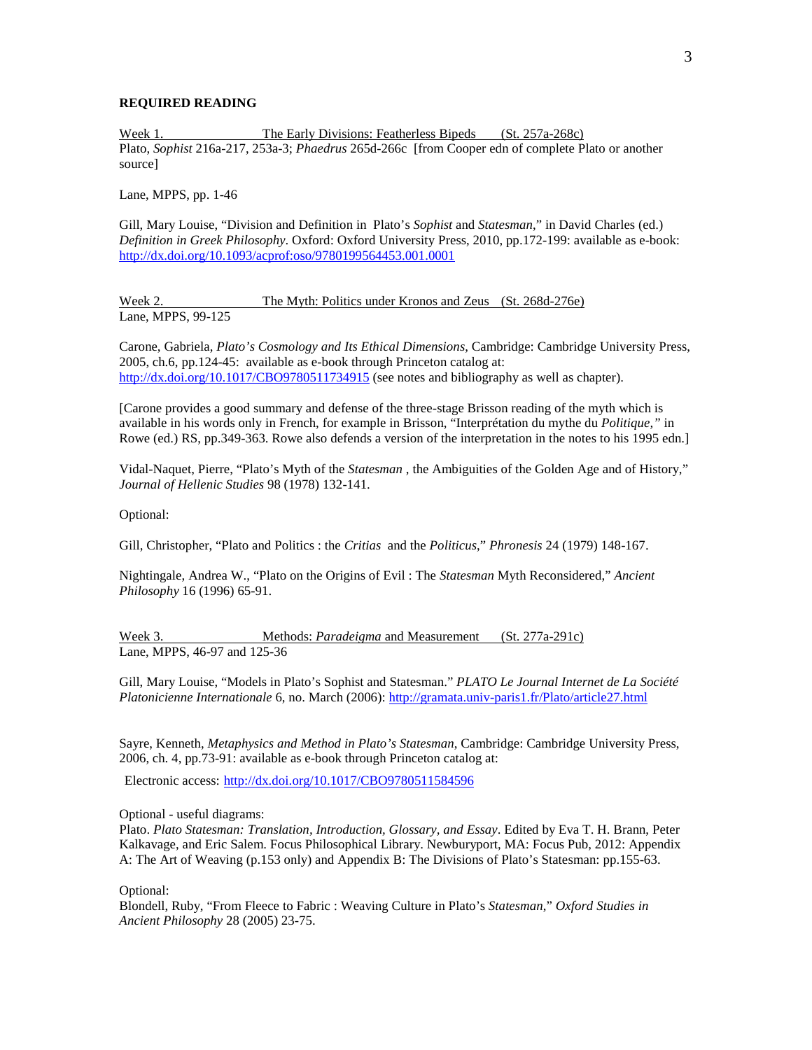**REQUIRED READING**

Week 1. The Early Divisions: Featherless Bipeds (St. 257a-268c)
Plato, *Sophist* 216a-217, 253a-3; *Phaedrus* 265d-266c [from Cooper edn of complete Plato or another source]

Lane, MPPS, pp. 1-46

Gill, Mary Louise, "Division and Definition in Plato's *Sophist* and *Statesman*," in David Charles (ed.) *Definition in Greek Philosophy*. Oxford: Oxford University Press, 2010, pp.172-199: available as e-book: http://dx.doi.org/10.1093/acprof:oso/9780199564453.001.0001

Week 2. The Myth: Politics under Kronos and Zeus (St. 268d-276e)
Lane, MPPS, 99-125

Carone, Gabriela, *Plato's Cosmology and Its Ethical Dimensions*, Cambridge: Cambridge University Press, 2005, ch.6, pp.124-45: available as e-book through Princeton catalog at: http://dx.doi.org/10.1017/CBO9780511734915 (see notes and bibliography as well as chapter).

[Carone provides a good summary and defense of the three-stage Brisson reading of the myth which is available in his words only in French, for example in Brisson, "Interprétation du mythe du *Politique*," in Rowe (ed.) RS, pp.349-363. Rowe also defends a version of the interpretation in the notes to his 1995 edn.]

Vidal-Naquet, Pierre, "Plato's Myth of the *Statesman* , the Ambiguities of the Golden Age and of History," *Journal of Hellenic Studies* 98 (1978) 132-141.

Optional:

Gill, Christopher, "Plato and Politics : the *Critias* and the *Politicus*," *Phronesis* 24 (1979) 148-167.

Nightingale, Andrea W., "Plato on the Origins of Evil : The *Statesman* Myth Reconsidered," *Ancient Philosophy* 16 (1996) 65-91.

Week 3. Methods: *Paradeigma* and Measurement (St. 277a-291c)
Lane, MPPS, 46-97 and 125-36

Gill, Mary Louise, "Models in Plato's Sophist and Statesman." *PLATO Le Journal Internet de La Société Platonicienne Internationale* 6, no. March (2006): http://gramata.univ-paris1.fr/Plato/article27.html

Sayre, Kenneth, *Metaphysics and Method in Plato's Statesman*, Cambridge: Cambridge University Press, 2006, ch. 4, pp.73-91: available as e-book through Princeton catalog at:

Electronic access: http://dx.doi.org/10.1017/CBO9780511584596

Optional - useful diagrams:
Plato. *Plato Statesman: Translation, Introduction, Glossary, and Essay*. Edited by Eva T. H. Brann, Peter Kalkavage, and Eric Salem. Focus Philosophical Library. Newburyport, MA: Focus Pub, 2012: Appendix A: The Art of Weaving (p.153 only) and Appendix B: The Divisions of Plato's Statesman: pp.155-63.

Optional:
Blondell, Ruby, "From Fleece to Fabric : Weaving Culture in Plato's *Statesman*," *Oxford Studies in Ancient Philosophy* 28 (2005) 23-75.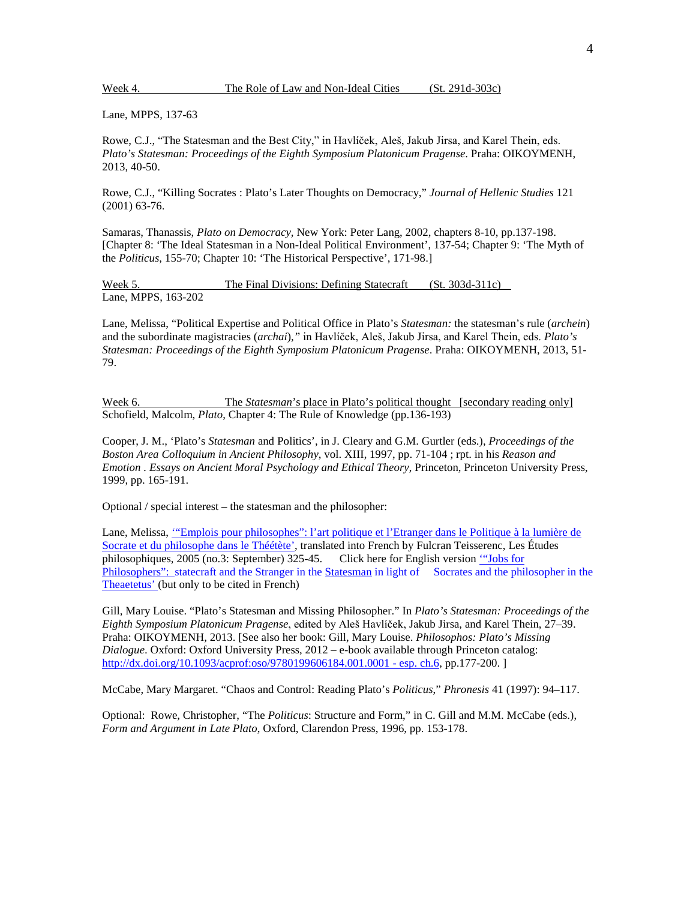## Week 4. The Role of Law and Non-Ideal Cities (St. 291d-303c)

Lane, MPPS, 137-63

Rowe, C.J., "The Statesman and the Best City," in Havlíček, Aleš, Jakub Jirsa, and Karel Thein, eds. *Plato's Statesman: Proceedings of the Eighth Symposium Platonicum Pragense*. Praha: OIKOYMENH, 2013, 40-50.

Rowe, C.J., "Killing Socrates : Plato's Later Thoughts on Democracy," *Journal of Hellenic Studies* 121 (2001) 63-76.

Samaras, Thanassis, *Plato on Democracy*, New York: Peter Lang, 2002, chapters 8-10, pp.137-198. [Chapter 8: 'The Ideal Statesman in a Non-Ideal Political Environment', 137-54; Chapter 9: 'The Myth of the *Politicus*, 155-70; Chapter 10: 'The Historical Perspective', 171-98.]

## Week 5. The Final Divisions: Defining Statecraft (St. 303d-311c)

Lane, MPPS, 163-202

Lane, Melissa, "Political Expertise and Political Office in Plato's *Statesman:* the statesman's rule (*archein*) and the subordinate magistracies (*archai*)," in Havlíček, Aleš, Jakub Jirsa, and Karel Thein, eds. *Plato's Statesman: Proceedings of the Eighth Symposium Platonicum Pragense*. Praha: OIKOYMENH, 2013, 51-79.

## Week 6. The *Statesman*'s place in Plato's political thought [secondary reading only]

Schofield, Malcolm, *Plato*, Chapter 4: The Rule of Knowledge (pp.136-193)

Cooper, J. M., 'Plato's *Statesman* and Politics', in J. Cleary and G.M. Gurtler (eds.), *Proceedings of the Boston Area Colloquium in Ancient Philosophy*, vol. XIII, 1997, pp. 71-104 ; rpt. in his *Reason and Emotion . Essays on Ancient Moral Psychology and Ethical Theory*, Princeton, Princeton University Press, 1999, pp. 165-191.

Optional / special interest – the statesman and the philosopher:

Lane, Melissa, '"Emplois pour philosophes": l'art politique et l'Etranger dans le Politique à la lumière de Socrate et du philosophe dans le Théétète', translated into French by Fulcran Teisserenc, Les Études philosophiques, 2005 (no.3: September) 325-45. Click here for English version '"Jobs for Philosophers": statecraft and the Stranger in the Statesman in light of Socrates and the philosopher in the Theaetetus' (but only to be cited in French)

Gill, Mary Louise. "Plato's Statesman and Missing Philosopher." In *Plato's Statesman: Proceedings of the Eighth Symposium Platonicum Pragense*, edited by Aleš Havlíček, Jakub Jirsa, and Karel Thein, 27–39. Praha: OIKOYMENH, 2013. [See also her book: Gill, Mary Louise. *Philosophos: Plato's Missing Dialogue*. Oxford: Oxford University Press, 2012 – e-book available through Princeton catalog: http://dx.doi.org/10.1093/acprof:oso/9780199606184.001.0001 - esp. ch.6, pp.177-200. ]

McCabe, Mary Margaret. "Chaos and Control: Reading Plato's *Politicus*," *Phronesis* 41 (1997): 94–117.

Optional: Rowe, Christopher, "The *Politicus*: Structure and Form," in C. Gill and M.M. McCabe (eds.), *Form and Argument in Late Plato*, Oxford, Clarendon Press, 1996, pp. 153-178.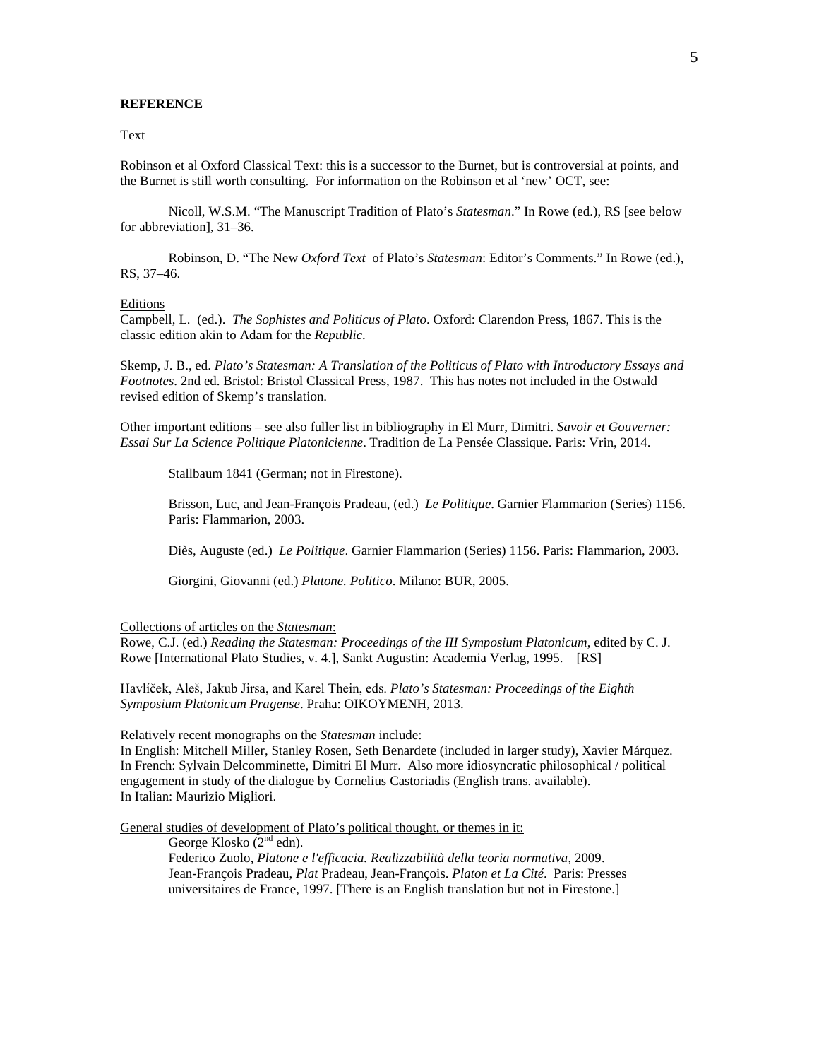**REFERENCE**

<u>Text</u>

Robinson et al Oxford Classical Text: this is a successor to the Burnet, but is controversial at points, and the Burnet is still worth consulting. For information on the Robinson et al 'new' OCT, see:

Nicoll, W.S.M. "The Manuscript Tradition of Plato's *Statesman*." In Rowe (ed.), RS [see below for abbreviation], 31–36.

Robinson, D. "The New *Oxford Text* of Plato's *Statesman*: Editor's Comments." In Rowe (ed.), RS, 37–46.

<u>Editions</u>

Campbell, L. (ed.). *The Sophistes and Politicus of Plato*. Oxford: Clarendon Press, 1867. This is the classic edition akin to Adam for the *Republic*.

Skemp, J. B., ed. *Plato's Statesman: A Translation of the Politicus of Plato with Introductory Essays and Footnotes*. 2nd ed. Bristol: Bristol Classical Press, 1987. This has notes not included in the Ostwald revised edition of Skemp's translation.

Other important editions – see also fuller list in bibliography in El Murr, Dimitri. *Savoir et Gouverner: Essai Sur La Science Politique Platonicienne*. Tradition de La Pensée Classique. Paris: Vrin, 2014.

Stallbaum 1841 (German; not in Firestone).

Brisson, Luc, and Jean-François Pradeau, (ed.) *Le Politique*. Garnier Flammarion (Series) 1156. Paris: Flammarion, 2003.

Diès, Auguste (ed.) *Le Politique*. Garnier Flammarion (Series) 1156. Paris: Flammarion, 2003.

Giorgini, Giovanni (ed.) *Platone. Politico*. Milano: BUR, 2005.

<u>Collections of articles on the *Statesman*:</u>

Rowe, C.J. (ed.) *Reading the Statesman: Proceedings of the III Symposium Platonicum*, edited by C. J. Rowe [International Plato Studies, v. 4.], Sankt Augustin: Academia Verlag, 1995. [RS]

Havlíček, Aleš, Jakub Jirsa, and Karel Thein, eds. *Plato's Statesman: Proceedings of the Eighth Symposium Platonicum Pragense*. Praha: OIKOYMENH, 2013.

<u>Relatively recent monographs on the *Statesman* include:</u>

In English: Mitchell Miller, Stanley Rosen, Seth Benardete (included in larger study), Xavier Márquez.
In French: Sylvain Delcomminette, Dimitri El Murr. Also more idiosyncratic philosophical / political engagement in study of the dialogue by Cornelius Castoriadis (English trans. available).
In Italian: Maurizio Migliori.

<u>General studies of development of Plato's political thought, or themes in it:</u>

George Klosko (2nd edn).
Federico Zuolo, *Platone e l'efficacia. Realizzabilità della teoria normativa*, 2009.
Jean-François Pradeau, *Plat* Pradeau, Jean-François. *Platon et La Cité*. Paris: Presses universitaires de France, 1997. [There is an English translation but not in Firestone.]